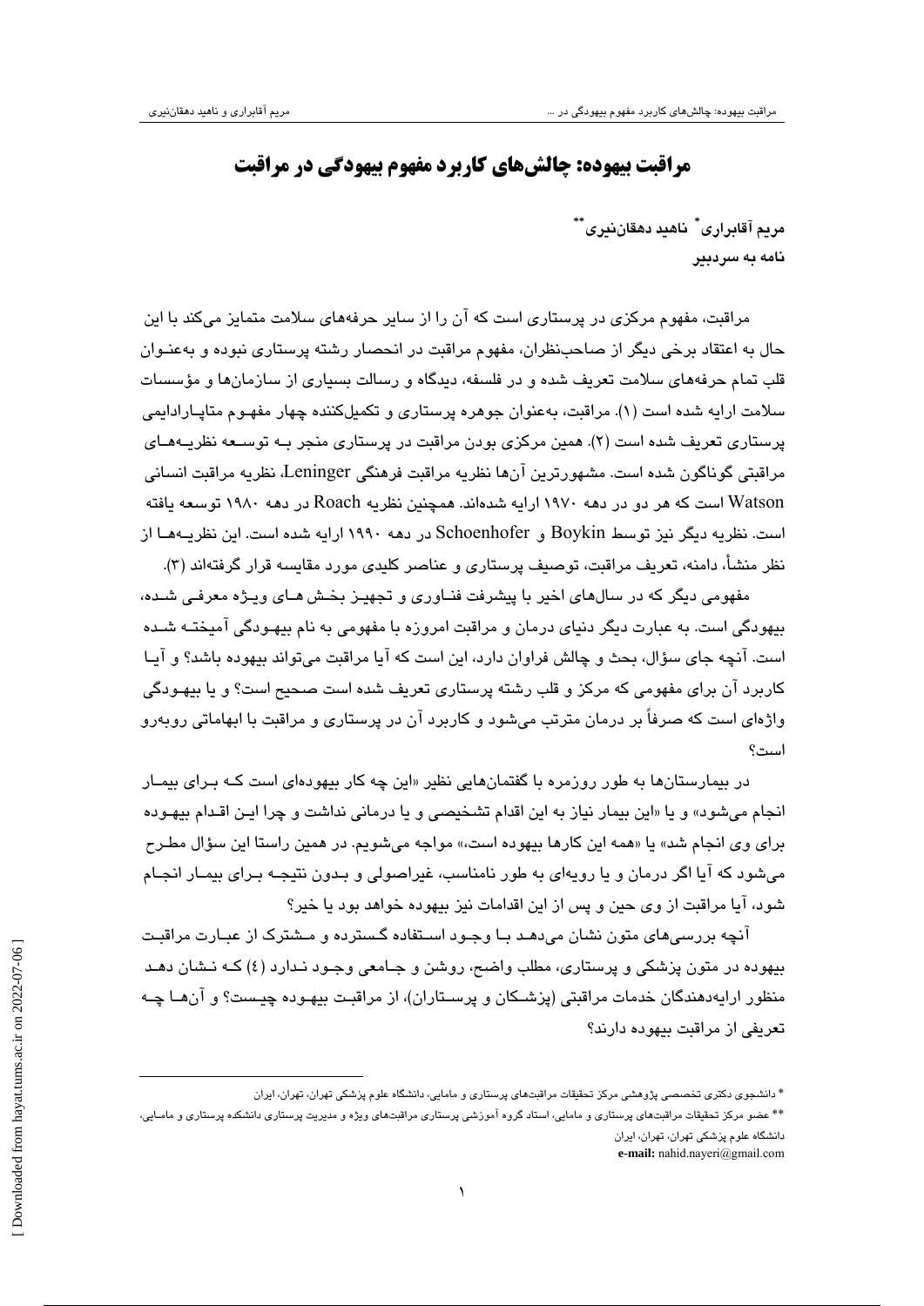# مراقبت بیهوده: چالش‌های کاربرد مفهوم بیهودگی در مراقبت

**مریم آقابراری* ناهید دهقان‌نیری****

**نامه به سردبیر**

مراقبت، مفهوم مرکزی در پرستاری است که آن را از سایر حرفه‌های سلامت متمایز می‌کند با این حال به اعتقاد برخی دیگر از صاحب‌نظران، مفهوم مراقبت در انحصار رشته پرستاری نبوده و به‌عنوان قلب تمام حرفه‌های سلامت تعریف شده و در فلسفه، دیدگاه و رسالت بسیاری از سازمان‌ها و مؤسسات سلامت ارایه شده است (۱). مراقبت، به‌عنوان جوهره پرستاری و تکمیل‌کننده چهار مفهوم متاپارادایمی پرستاری تعریف شده است (۲). همین مرکزی بودن مراقبت در پرستاری منجر به توسعه نظریه‌های مراقبتی گوناگون شده است. مشهورترین آن‌ها نظریه مراقبت فرهنگی Leninger، نظریه مراقبت انسانی Watson است که هر دو در دهه ۱۹۷۰ ارایه شده‌اند. همچنین نظریه Roach در دهه ۱۹۸۰ توسعه یافته است. نظریه دیگر نیز توسط Boykin و Schoenhofer در دهه ۱۹۹۰ ارایه شده است. این نظریه‌ها از نظر منشأ، دامنه، تعریف مراقبت، توصیف پرستاری و عناصر کلیدی مورد مقایسه قرار گرفته‌اند (۳).

مفهومی دیگر که در سال‌های اخیر با پیشرفت فناوری و تجهیز بخش‌های ویژه معرفی شده، بیهودگی است. به عبارت دیگر دنیای درمان و مراقبت امروزه با مفهومی به نام بیهودگی آمیخته شده است. آنچه جای سؤال، بحث و چالش فراوان دارد، این است که آیا مراقبت می‌تواند بیهوده باشد؟ و آیا کاربرد آن برای مفهومی که مرکز و قلب رشته پرستاری تعریف شده است صحیح است؟ و یا بیهودگی واژه‌ای است که صرفاً بر درمان مترتب می‌شود و کاربرد آن در پرستاری و مراقبت با ابهاماتی روبه‌رو است؟

در بیمارستان‌ها به طور روزمره با گفتمان‌هایی نظیر «این چه کار بیهوده‌ای است که برای بیمار انجام می‌شود» و یا «این بیمار نیاز به این اقدام تشخیصی و یا درمانی نداشت و چرا این اقدام بیهوده برای وی انجام شد» یا «همه این کارها بیهوده است،» مواجه می‌شویم. در همین راستا این سؤال مطرح می‌شود که آیا اگر درمان و یا رویه‌ای به طور نامناسب، غیراصولی و بدون نتیجه برای بیمار انجام شود، آیا مراقبت از وی حین و پس از این اقدامات نیز بیهوده خواهد بود یا خیر؟

آنچه بررسی‌های متون نشان می‌دهد با وجود استفاده گسترده و مشترک از عبارت مراقبت بیهوده در متون پزشکی و پرستاری، مطلب واضح، روشن و جامعی وجود ندارد (۴) که نشان دهد منظور ارایه‌دهندگان خدمات مراقبتی (پزشکان و پرستاران)، از مراقبت بیهوده چیست؟ و آن‌ها چه تعریفی از مراقبت بیهوده دارند؟

---

\* دانشجوی دکتری تخصصی پژوهشی مرکز تحقیقات مراقبت‌های پرستاری و مامایی، دانشگاه علوم پزشکی تهران، تهران، ایران

\*\* عضو مرکز تحقیقات مراقبت‌های پرستاری و مامایی، استاد گروه آموزشی پرستاری مراقبت‌های ویژه و مدیریت پرستاری دانشکده پرستاری و مامایی، دانشگاه علوم پزشکی تهران، تهران، ایران

**e-mail:** nahid.nayeri@gmail.com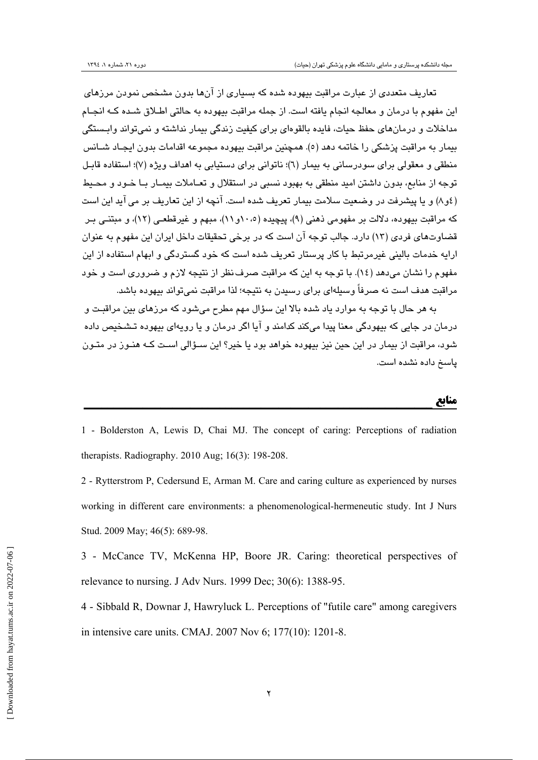تعاریف متعددی از عبارت مراقبت بیهوده شده که بسیاری از آن‌ها بدون مشخص نمودن مرزهای این مفهوم با درمان و معالجه انجام یافته است. از جمله مراقبت بیهوده به حالتی اطلاق شده که انجام مداخلات و درمان‌های حفظ حیات، فایده بالقوه‌ای برای کیفیت زندگی بیمار نداشته و نمی‌تواند وابستگی بیمار به مراقبت پزشکی را خاتمه دهد (۵). همچنین مراقبت بیهوده مجموعه اقدامات بدون ایجاد شانس منطقی و معقولی برای سودرسانی به بیمار (۶)؛ ناتوانی برای دستیابی به اهداف ویژه (۷)؛ استفاده قابل توجه از منابع، بدون داشتن امید منطقی به بهبود نسبی در استقلال و تعاملات بیمار با خود و محیط (۴و۸) و یا پیشرفت در وضعیت سلامت بیمار تعریف شده است. آنچه از این تعاریف بر می آید این است که مراقبت بیهوده، دلالت بر مفهومی ذهنی (۹)، پیچیده (۵، ۱۰و۱۱)، مبهم و غیرقطعی (۱۲)، و مبتنی بر قضاوت‌های فردی (۱۳) دارد. جالب توجه آن است که در برخی تحقیقات داخل ایران این مفهوم به عنوان ارایه خدمات بالینی غیرمرتبط با کار پرستار تعریف شده است که خود گستردگی و ابهام استفاده از این مفهوم را نشان می‌دهد (۱۴). با توجه به این که مراقبت صرف‌نظر از نتیجه لازم و ضروری است و خود مراقبت هدف است نه صرفاً وسیله‌ای برای رسیدن به نتیجه؛ لذا مراقبت نمی‌تواند بیهوده باشد.

به هر حال با توجه به موارد یاد شده بالا این سؤال مهم مطرح می‌شود که مرزهای بین مراقبت و درمان در جایی که بیهودگی معنا پیدا می‌کند کدامند و آیا اگر درمان و یا رویه‌ای بیهوده تشخیص داده شود، مراقبت از بیمار در این حین نیز بیهوده خواهد بود یا خیر؟ این سؤالی است که هنوز در متون پاسخ داده نشده است.

## منابع

1 - Bolderston A, Lewis D, Chai MJ. The concept of caring: Perceptions of radiation therapists. Radiography. 2010 Aug; 16(3): 198-208.

2 - Rytterstrom P, Cedersund E, Arman M. Care and caring culture as experienced by nurses working in different care environments: a phenomenological-hermeneutic study. Int J Nurs Stud. 2009 May; 46(5): 689-98.

3 - McCance TV, McKenna HP, Boore JR. Caring: theoretical perspectives of relevance to nursing. J Adv Nurs. 1999 Dec; 30(6): 1388-95.

4 - Sibbald R, Downar J, Hawryluck L. Perceptions of "futile care" among caregivers in intensive care units. CMAJ. 2007 Nov 6; 177(10): 1201-8.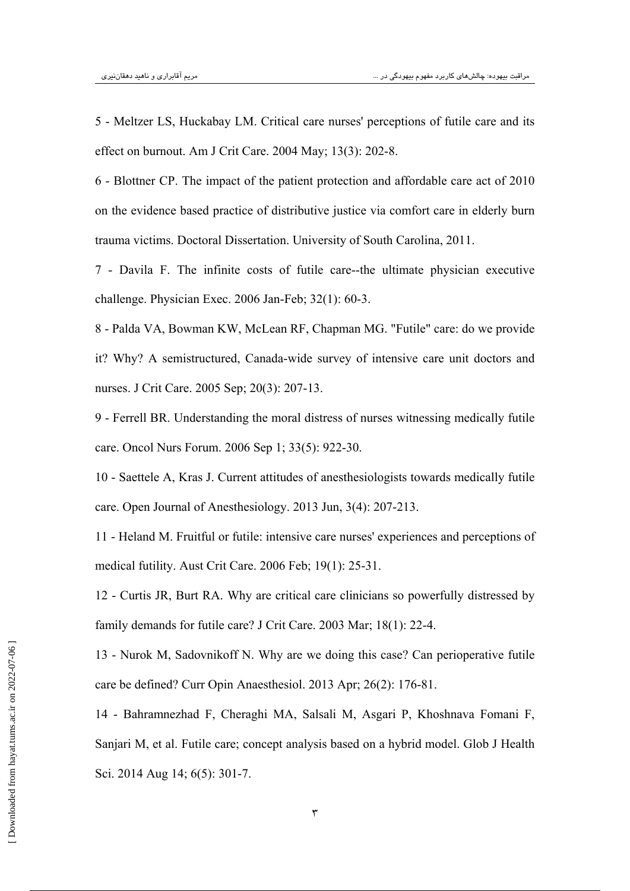5 - Meltzer LS, Huckabay LM. Critical care nurses' perceptions of futile care and its effect on burnout. Am J Crit Care. 2004 May; 13(3): 202-8.

6 - Blottner CP. The impact of the patient protection and affordable care act of 2010 on the evidence based practice of distributive justice via comfort care in elderly burn trauma victims. Doctoral Dissertation. University of South Carolina, 2011.

7 - Davila F. The infinite costs of futile care--the ultimate physician executive challenge. Physician Exec. 2006 Jan-Feb; 32(1): 60-3.

8 - Palda VA, Bowman KW, McLean RF, Chapman MG. "Futile" care: do we provide it? Why? A semistructured, Canada-wide survey of intensive care unit doctors and nurses. J Crit Care. 2005 Sep; 20(3): 207-13.

9 - Ferrell BR. Understanding the moral distress of nurses witnessing medically futile care. Oncol Nurs Forum. 2006 Sep 1; 33(5): 922-30.

10 - Saettele A, Kras J. Current attitudes of anesthesiologists towards medically futile care. Open Journal of Anesthesiology. 2013 Jun, 3(4): 207-213.

11 - Heland M. Fruitful or futile: intensive care nurses' experiences and perceptions of medical futility. Aust Crit Care. 2006 Feb; 19(1): 25-31.

12 - Curtis JR, Burt RA. Why are critical care clinicians so powerfully distressed by family demands for futile care? J Crit Care. 2003 Mar; 18(1): 22-4.

13 - Nurok M, Sadovnikoff N. Why are we doing this case? Can perioperative futile care be defined? Curr Opin Anaesthesiol. 2013 Apr; 26(2): 176-81.

14 - Bahramnezhad F, Cheraghi MA, Salsali M, Asgari P, Khoshnava Fomani F, Sanjari M, et al. Futile care; concept analysis based on a hybrid model. Glob J Health Sci. 2014 Aug 14; 6(5): 301-7.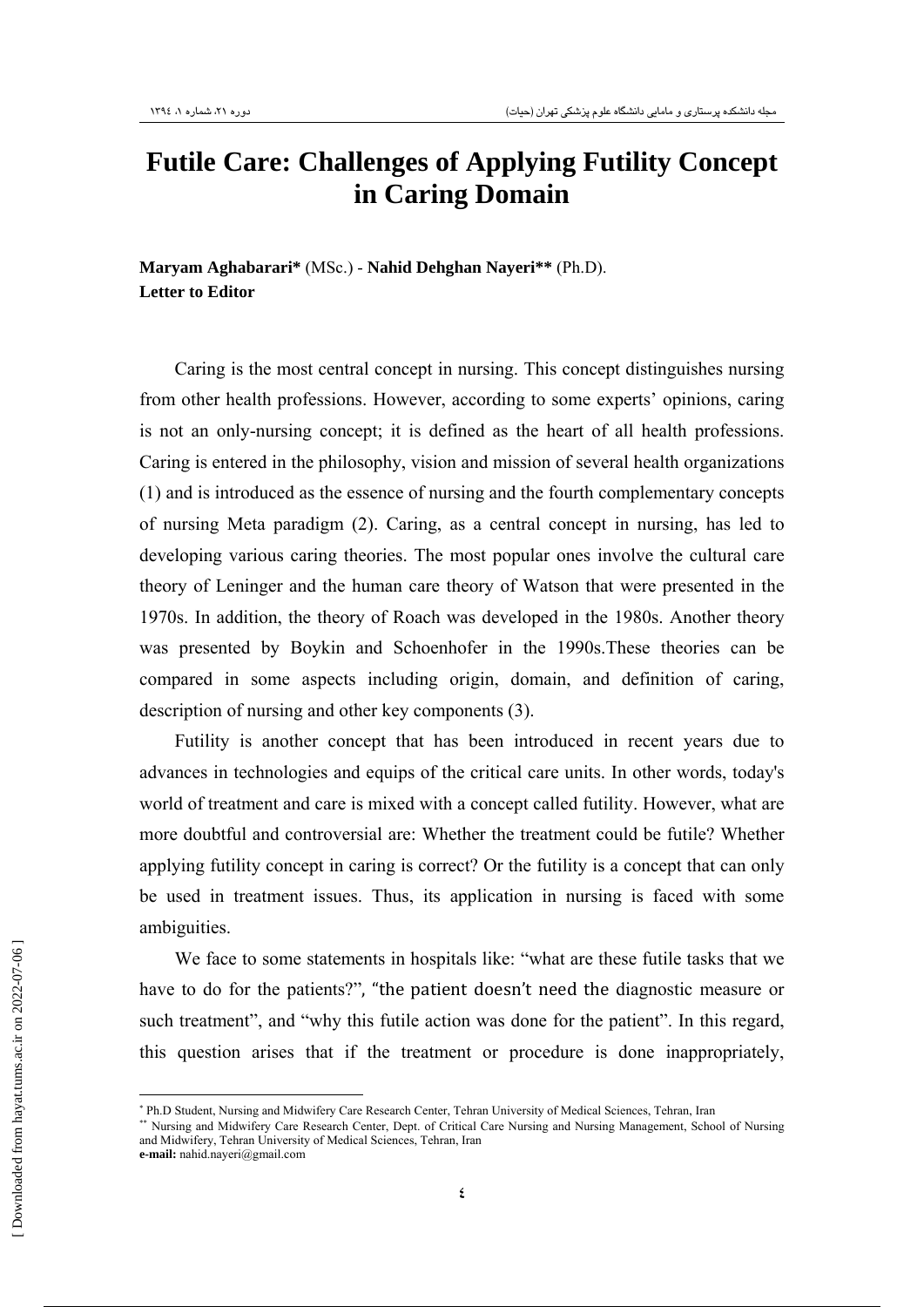# Futile Care: Challenges of Applying Futility Concept in Caring Domain

**Maryam Aghabarari*** (MSc.) - **Nahid Dehghan Nayeri**** (Ph.D).
**Letter to Editor**

Caring is the most central concept in nursing. This concept distinguishes nursing from other health professions. However, according to some experts' opinions, caring is not an only-nursing concept; it is defined as the heart of all health professions. Caring is entered in the philosophy, vision and mission of several health organizations (1) and is introduced as the essence of nursing and the fourth complementary concepts of nursing Meta paradigm (2). Caring, as a central concept in nursing, has led to developing various caring theories. The most popular ones involve the cultural care theory of Leninger and the human care theory of Watson that were presented in the 1970s. In addition, the theory of Roach was developed in the 1980s. Another theory was presented by Boykin and Schoenhofer in the 1990s.These theories can be compared in some aspects including origin, domain, and definition of caring, description of nursing and other key components (3).

Futility is another concept that has been introduced in recent years due to advances in technologies and equips of the critical care units. In other words, today's world of treatment and care is mixed with a concept called futility. However, what are more doubtful and controversial are: Whether the treatment could be futile? Whether applying futility concept in caring is correct? Or the futility is a concept that can only be used in treatment issues. Thus, its application in nursing is faced with some ambiguities.

We face to some statements in hospitals like: "what are these futile tasks that we have to do for the patients?", "the patient doesn't need the diagnostic measure or such treatment", and "why this futile action was done for the patient". In this regard, this question arises that if the treatment or procedure is done inappropriately,

---

* Ph.D Student, Nursing and Midwifery Care Research Center, Tehran University of Medical Sciences, Tehran, Iran

** Nursing and Midwifery Care Research Center, Dept. of Critical Care Nursing and Nursing Management, School of Nursing and Midwifery, Tehran University of Medical Sciences, Tehran, Iran

**e-mail:** nahid.nayeri@gmail.com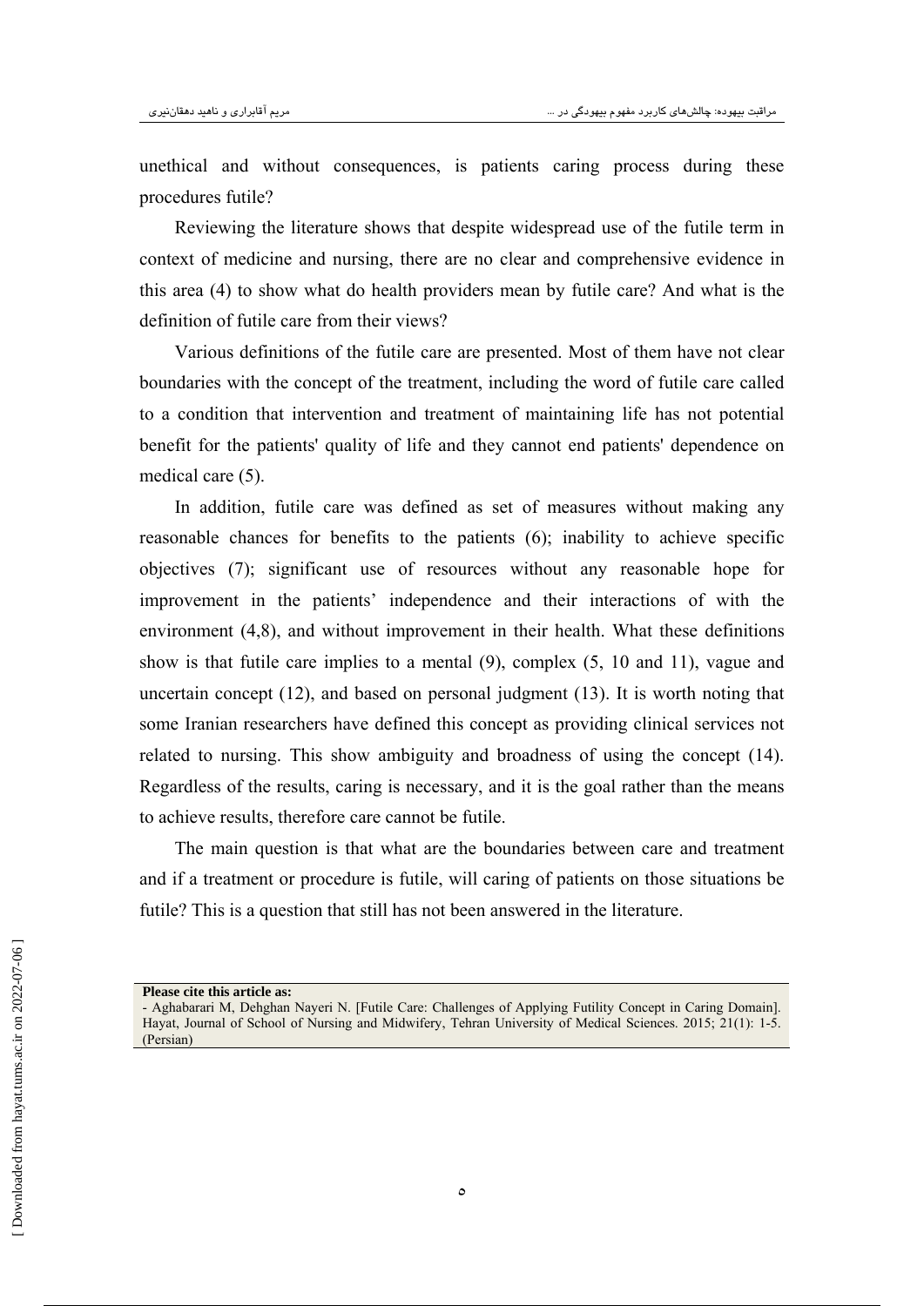unethical and without consequences, is patients caring process during these procedures futile?

Reviewing the literature shows that despite widespread use of the futile term in context of medicine and nursing, there are no clear and comprehensive evidence in this area (4) to show what do health providers mean by futile care? And what is the definition of futile care from their views?

Various definitions of the futile care are presented. Most of them have not clear boundaries with the concept of the treatment, including the word of futile care called to a condition that intervention and treatment of maintaining life has not potential benefit for the patients' quality of life and they cannot end patients' dependence on medical care (5).

In addition, futile care was defined as set of measures without making any reasonable chances for benefits to the patients (6); inability to achieve specific objectives (7); significant use of resources without any reasonable hope for improvement in the patients' independence and their interactions of with the environment (4,8), and without improvement in their health. What these definitions show is that futile care implies to a mental (9), complex (5, 10 and 11), vague and uncertain concept (12), and based on personal judgment (13). It is worth noting that some Iranian researchers have defined this concept as providing clinical services not related to nursing. This show ambiguity and broadness of using the concept (14). Regardless of the results, caring is necessary, and it is the goal rather than the means to achieve results, therefore care cannot be futile.

The main question is that what are the boundaries between care and treatment and if a treatment or procedure is futile, will caring of patients on those situations be futile? This is a question that still has not been answered in the literature.

**Please cite this article as:**

- Aghabarari M, Dehghan Nayeri N. [Futile Care: Challenges of Applying Futility Concept in Caring Domain]. Hayat, Journal of School of Nursing and Midwifery, Tehran University of Medical Sciences. 2015; 21(1): 1-5. (Persian)